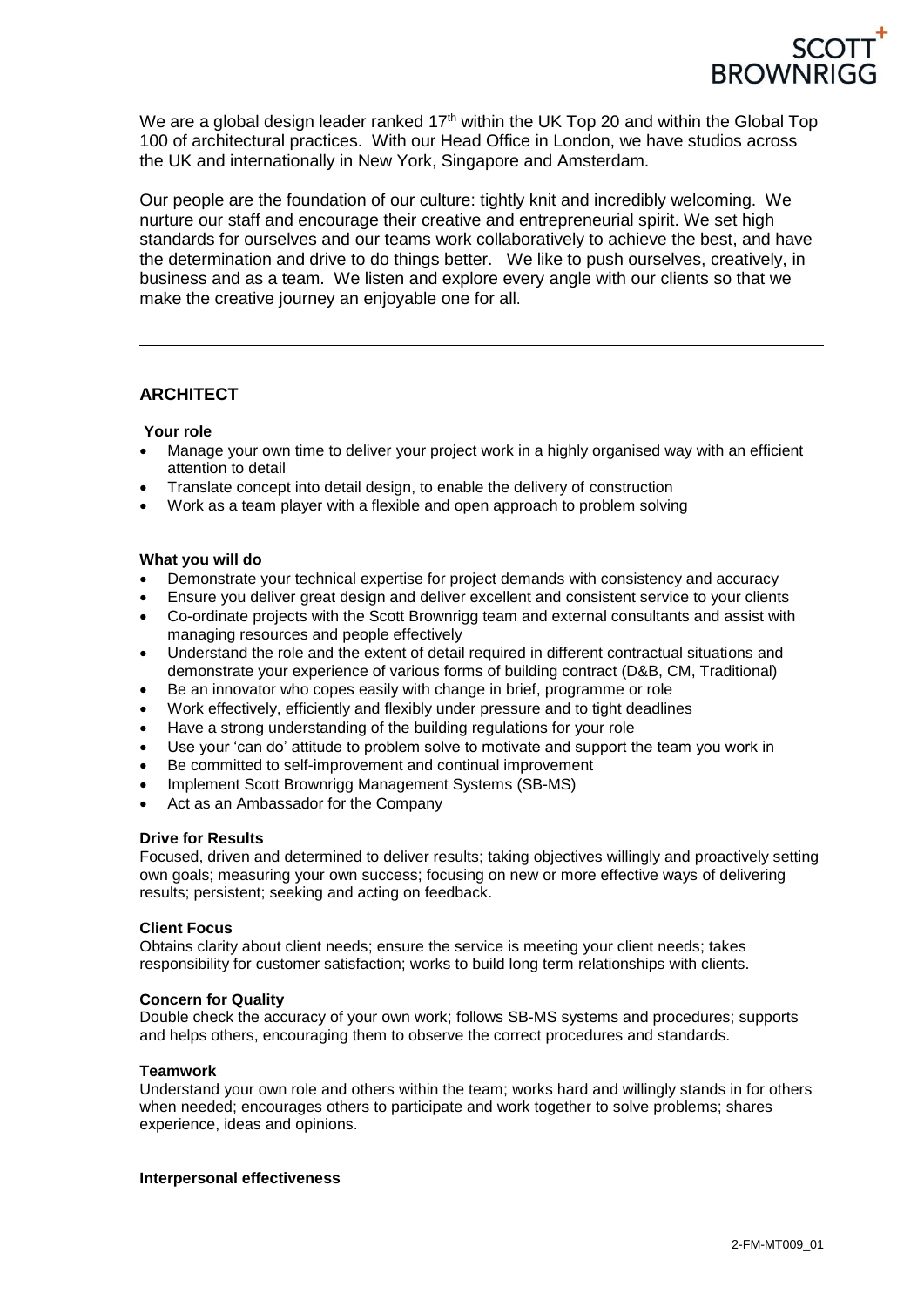We are a global design leader ranked 17th within the UK Top 20 and within the Global Top 100 of architectural practices. With our Head Office in London, we have studios across the UK and internationally in New York, Singapore and Amsterdam.

Our people are the foundation of our culture: tightly knit and incredibly welcoming. We nurture our staff and encourage their creative and entrepreneurial spirit. We set high standards for ourselves and our teams work collaboratively to achieve the best, and have the determination and drive to do things better. We like to push ourselves, creatively, in business and as a team. We listen and explore every angle with our clients so that we make the creative journey an enjoyable one for all.

---

## ARCHITECT

**Your role**

- Manage your own time to deliver your project work in a highly organised way with an efficient attention to detail
- Translate concept into detail design, to enable the delivery of construction
- Work as a team player with a flexible and open approach to problem solving

**What you will do**

- Demonstrate your technical expertise for project demands with consistency and accuracy
- Ensure you deliver great design and deliver excellent and consistent service to your clients
- Co-ordinate projects with the Scott Brownrigg team and external consultants and assist with managing resources and people effectively
- Understand the role and the extent of detail required in different contractual situations and demonstrate your experience of various forms of building contract (D&B, CM, Traditional)
- Be an innovator who copes easily with change in brief, programme or role
- Work effectively, efficiently and flexibly under pressure and to tight deadlines
- Have a strong understanding of the building regulations for your role
- Use your 'can do' attitude to problem solve to motivate and support the team you work in
- Be committed to self-improvement and continual improvement
- Implement Scott Brownrigg Management Systems (SB-MS)
- Act as an Ambassador for the Company

**Drive for Results**

Focused, driven and determined to deliver results; taking objectives willingly and proactively setting own goals; measuring your own success; focusing on new or more effective ways of delivering results; persistent; seeking and acting on feedback.

**Client Focus**

Obtains clarity about client needs; ensure the service is meeting your client needs; takes responsibility for customer satisfaction; works to build long term relationships with clients.

**Concern for Quality**

Double check the accuracy of your own work; follows SB-MS systems and procedures; supports and helps others, encouraging them to observe the correct procedures and standards.

**Teamwork**

Understand your own role and others within the team; works hard and willingly stands in for others when needed; encourages others to participate and work together to solve problems; shares experience, ideas and opinions.

**Interpersonal effectiveness**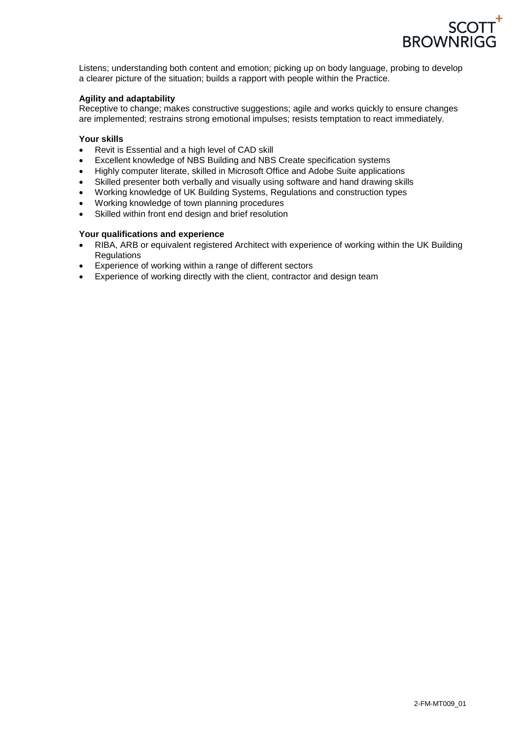Listens; understanding both content and emotion; picking up on body language, probing to develop a clearer picture of the situation; builds a rapport with people within the Practice.

**Agility and adaptability**

Receptive to change; makes constructive suggestions; agile and works quickly to ensure changes are implemented; restrains strong emotional impulses; resists temptation to react immediately.

**Your skills**

- Revit is Essential and a high level of CAD skill
- Excellent knowledge of NBS Building and NBS Create specification systems
- Highly computer literate, skilled in Microsoft Office and Adobe Suite applications
- Skilled presenter both verbally and visually using software and hand drawing skills
- Working knowledge of UK Building Systems, Regulations and construction types
- Working knowledge of town planning procedures
- Skilled within front end design and brief resolution

**Your qualifications and experience**

- RIBA, ARB or equivalent registered Architect with experience of working within the UK Building Regulations
- Experience of working within a range of different sectors
- Experience of working directly with the client, contractor and design team